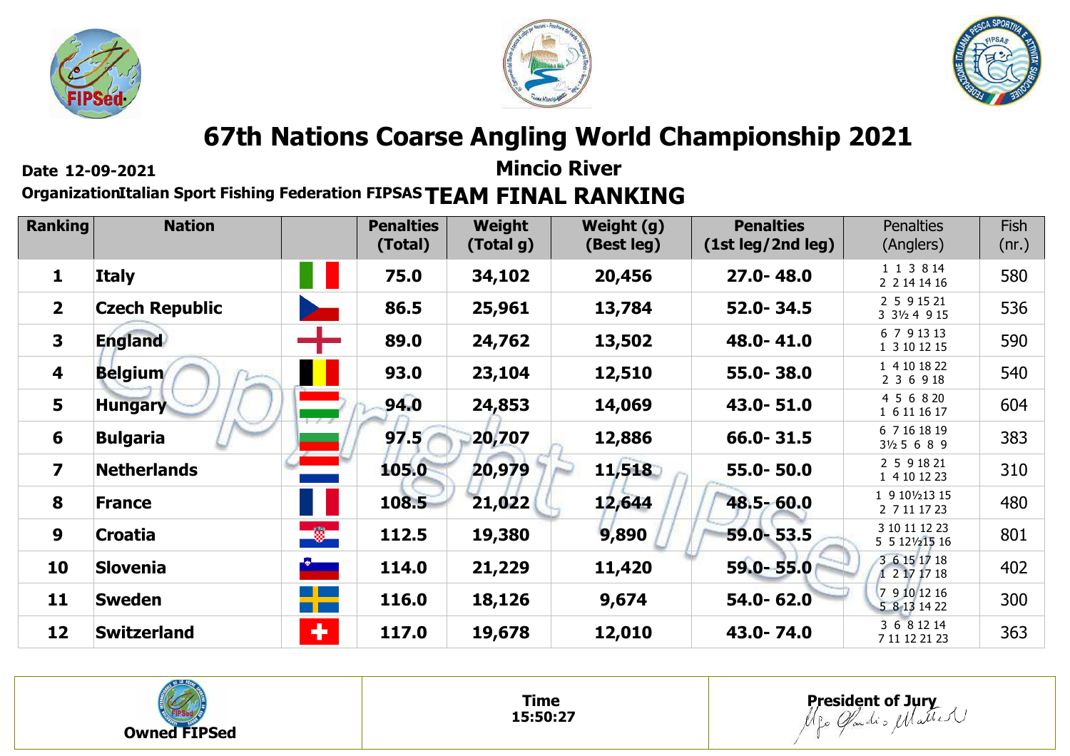# 67th Nations Coarse Angling World Championship 2021

**Date 12-09-2021**

## Mincio River

**Organization Italian Sport Fishing Federation FIPSAS**

## TEAM FINAL RANKING

| Ranking | Nation | | Penalties (Total) | Weight (Total g) | Weight (g) (Best leg) | Penalties (1st leg/2nd leg) | Penalties (Anglers) | Fish (nr.) |
|---|---|---|---|---|---|---|---|---|
| 1 | Italy | | 75.0 | 34,102 | 20,456 | 27.0- 48.0 | 1 1 3 8 14<br>2 2 14 14 16 | 580 |
| 2 | Czech Republic | | 86.5 | 25,961 | 13,784 | 52.0- 34.5 | 2 5 9 15 21<br>3 3½ 4 9 15 | 536 |
| 3 | England | | 89.0 | 24,762 | 13,502 | 48.0- 41.0 | 6 7 9 13 13<br>1 3 10 12 15 | 590 |
| 4 | Belgium | | 93.0 | 23,104 | 12,510 | 55.0- 38.0 | 1 4 10 18 22<br>2 3 6 9 18 | 540 |
| 5 | Hungary | | 94.0 | 24,853 | 14,069 | 43.0- 51.0 | 4 5 6 8 20<br>1 6 11 16 17 | 604 |
| 6 | Bulgaria | | 97.5 | 20,707 | 12,886 | 66.0- 31.5 | 6 7 16 18 19<br>3½ 5 6 8 9 | 383 |
| 7 | Netherlands | | 105.0 | 20,979 | 11,518 | 55.0- 50.0 | 2 5 9 18 21<br>1 4 10 12 23 | 310 |
| 8 | France | | 108.5 | 21,022 | 12,644 | 48.5- 60.0 | 1 9 10½ 13 15<br>2 7 11 17 23 | 480 |
| 9 | Croatia | | 112.5 | 19,380 | 9,890 | 59.0- 53.5 | 3 10 11 12 23<br>5 5 12½ 15 16 | 801 |
| 10 | Slovenia | | 114.0 | 21,229 | 11,420 | 59.0- 55.0 | 3 6 15 17 18<br>1 2 17 17 18 | 402 |
| 11 | Sweden | | 116.0 | 18,126 | 9,674 | 54.0- 62.0 | 7 9 10 12 16<br>5 8 13 14 22 | 300 |
| 12 | Switzerland | | 117.0 | 19,678 | 12,010 | 43.0- 74.0 | 3 6 8 12 14<br>7 11 12 21 23 | 363 |

| Owned FIPSed | Time<br>15:50:27 | President of Jury |
|---|---|---|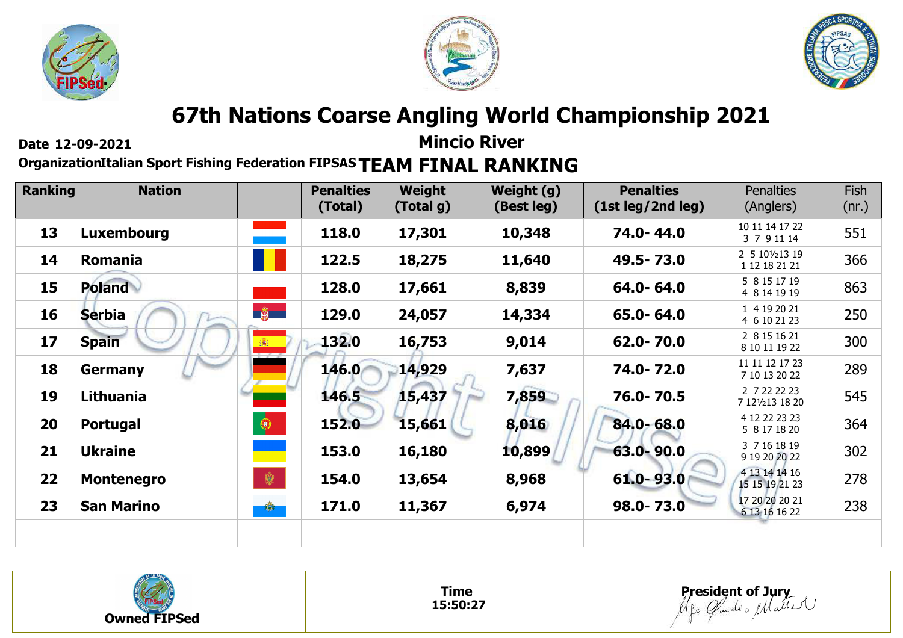# 67th Nations Coarse Angling World Championship 2021

**Date 12-09-2021**

**Mincio River**

**Organization Italian Sport Fishing Federation FIPSAS**

## TEAM FINAL RANKING

| Ranking | Nation | | Penalties (Total) | Weight (Total g) | Weight (g) (Best leg) | Penalties (1st leg/2nd leg) | Penalties (Anglers) | Fish (nr.) |
|---|---|---|---|---|---|---|---|---|
| 13 | Luxembourg | | 118.0 | 17,301 | 10,348 | 74.0- 44.0 | 10 11 14 17 22 3 7 9 11 14 | 551 |
| 14 | Romania | | 122.5 | 18,275 | 11,640 | 49.5- 73.0 | 2 5 10½13 19 1 12 18 21 21 | 366 |
| 15 | Poland | | 128.0 | 17,661 | 8,839 | 64.0- 64.0 | 5 8 15 17 19 4 8 14 19 19 | 863 |
| 16 | Serbia | | 129.0 | 24,057 | 14,334 | 65.0- 64.0 | 1 4 19 20 21 4 6 10 21 23 | 250 |
| 17 | Spain | | 132.0 | 16,753 | 9,014 | 62.0- 70.0 | 2 8 15 16 21 8 10 11 19 22 | 300 |
| 18 | Germany | | 146.0 | 14,929 | 7,637 | 74.0- 72.0 | 11 11 12 17 23 7 10 13 20 22 | 289 |
| 19 | Lithuania | | 146.5 | 15,437 | 7,859 | 76.0- 70.5 | 2 7 22 22 23 7 12½13 18 20 | 545 |
| 20 | Portugal | | 152.0 | 15,661 | 8,016 | 84.0- 68.0 | 4 12 22 23 23 5 8 17 18 20 | 364 |
| 21 | Ukraine | | 153.0 | 16,180 | 10,899 | 63.0- 90.0 | 3 7 16 18 19 9 19 20 20 22 | 302 |
| 22 | Montenegro | | 154.0 | 13,654 | 8,968 | 61.0- 93.0 | 4 13 14 14 16 15 15 19 21 23 | 278 |
| 23 | San Marino | | 171.0 | 11,367 | 6,974 | 98.0- 73.0 | 17 20 20 20 21 6 13 16 16 22 | 238 |

**Owned FIPSed**

**Time**
**15:50:27**

**President of Jury**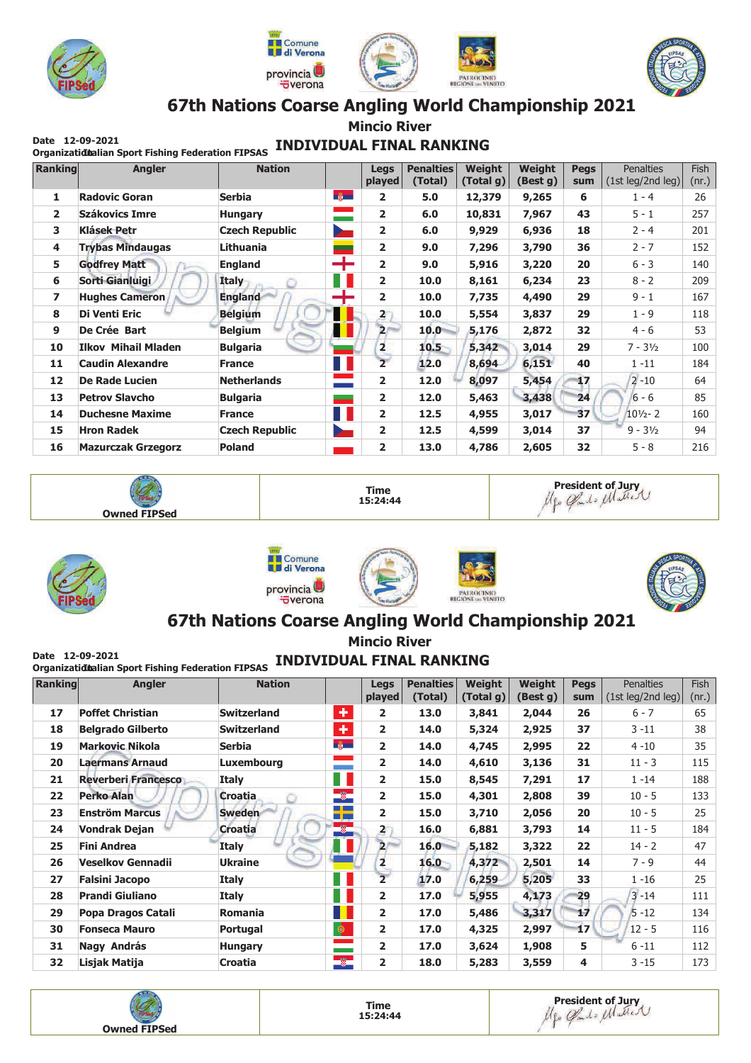# 67th Nations Coarse Angling World Championship 2021

## Mincio River

Date 12-09-2021
Organization Italian Sport Fishing Federation FIPSAS

## INDIVIDUAL FINAL RANKING

| Ranking | Angler | Nation | | Legs played | Penalties (Total) | Weight (Total g) | Weight (Best g) | Pegs sum | Penalties (1st leg/2nd leg) | Fish (nr.) |
|---|---|---|---|---|---|---|---|---|---|---|
| 1 | Radovic Goran | Serbia | | 2 | 5.0 | 12,379 | 9,265 | 6 | 1 - 4 | 26 |
| 2 | Szákovics Imre | Hungary | | 2 | 6.0 | 10,831 | 7,967 | 43 | 5 - 1 | 257 |
| 3 | Klásek Petr | Czech Republic | | 2 | 6.0 | 9,929 | 6,936 | 18 | 2 - 4 | 201 |
| 4 | Trybas Mindaugas | Lithuania | | 2 | 9.0 | 7,296 | 3,790 | 36 | 2 - 7 | 152 |
| 5 | Godfrey Matt | England | | 2 | 9.0 | 5,916 | 3,220 | 20 | 6 - 3 | 140 |
| 6 | Sorti Gianluigi | Italy | | 2 | 10.0 | 8,161 | 6,234 | 23 | 8 - 2 | 209 |
| 7 | Hughes Cameron | England | | 2 | 10.0 | 7,735 | 4,490 | 29 | 9 - 1 | 167 |
| 8 | Di Venti Eric | Belgium | | 2 | 10.0 | 5,554 | 3,837 | 29 | 1 - 9 | 118 |
| 9 | De Crée Bart | Belgium | | 2 | 10.0 | 5,176 | 2,872 | 32 | 4 - 6 | 53 |
| 10 | Ilkov Mihail Mladen | Bulgaria | | 2 | 10.5 | 5,342 | 3,014 | 29 | 7 - 3½ | 100 |
| 11 | Caudin Alexandre | France | | 2 | 12.0 | 8,694 | 6,151 | 40 | 1 -11 | 184 |
| 12 | De Rade Lucien | Netherlands | | 2 | 12.0 | 8,097 | 5,454 | 17 | 2 -10 | 64 |
| 13 | Petrov Slavcho | Bulgaria | | 2 | 12.0 | 5,463 | 3,438 | 24 | 6 - 6 | 85 |
| 14 | Duchesne Maxime | France | | 2 | 12.5 | 4,955 | 3,017 | 37 | 10½- 2 | 160 |
| 15 | Hron Radek | Czech Republic | | 2 | 12.5 | 4,599 | 3,014 | 37 | 9 - 3½ | 94 |
| 16 | Mazurczak Grzegorz | Poland | | 2 | 13.0 | 4,786 | 2,605 | 32 | 5 - 8 | 216 |

| Owned FIPSed | Time 15:24:44 | President of Jury |
|---|---|---|

# 67th Nations Coarse Angling World Championship 2021

## Mincio River

Date 12-09-2021
Organization Italian Sport Fishing Federation FIPSAS

## INDIVIDUAL FINAL RANKING

| Ranking | Angler | Nation | | Legs played | Penalties (Total) | Weight (Total g) | Weight (Best g) | Pegs sum | Penalties (1st leg/2nd leg) | Fish (nr.) |
|---|---|---|---|---|---|---|---|---|---|---|
| 17 | Poffet Christian | Switzerland | | 2 | 13.0 | 3,841 | 2,044 | 26 | 6 - 7 | 65 |
| 18 | Belgrado Gilberto | Switzerland | | 2 | 14.0 | 5,324 | 2,925 | 37 | 3 -11 | 38 |
| 19 | Markovic Nikola | Serbia | | 2 | 14.0 | 4,745 | 2,995 | 22 | 4 -10 | 35 |
| 20 | Lahermans Arnaud | Luxembourg | | 2 | 14.0 | 4,610 | 3,136 | 31 | 11 - 3 | 115 |
| 21 | Reverberi Francesco | Italy | | 2 | 15.0 | 8,545 | 7,291 | 17 | 1 -14 | 188 |
| 22 | Perko Alan | Croatia | | 2 | 15.0 | 4,301 | 2,808 | 39 | 10 - 5 | 133 |
| 23 | Enström Marcus | Sweden | | 2 | 15.0 | 3,710 | 2,056 | 20 | 10 - 5 | 25 |
| 24 | Vondrak Dejan | Croatia | | 2 | 16.0 | 6,881 | 3,793 | 14 | 11 - 5 | 184 |
| 25 | Fini Andrea | Italy | | 2 | 16.0 | 5,182 | 3,322 | 22 | 14 - 2 | 47 |
| 26 | Veselkov Gennadii | Ukraine | | 2 | 16.0 | 4,372 | 2,501 | 14 | 7 - 9 | 44 |
| 27 | Falsini Jacopo | Italy | | 2 | 17.0 | 6,259 | 5,205 | 33 | 1 -16 | 25 |
| 28 | Prandi Giuliano | Italy | | 2 | 17.0 | 5,955 | 4,173 | 29 | 3 -14 | 111 |
| 29 | Popa Dragos Catali | Romania | | 2 | 17.0 | 5,486 | 3,317 | 17 | 5 -12 | 134 |
| 30 | Fonseca Mauro | Portugal | | 2 | 17.0 | 4,325 | 2,997 | 17 | 12 - 5 | 116 |
| 31 | Nagy András | Hungary | | 2 | 17.0 | 3,624 | 1,908 | 5 | 6 -11 | 112 |
| 32 | Lisjak Matija | Croatia | | 2 | 18.0 | 5,283 | 3,559 | 4 | 3 -15 | 173 |

| Owned FIPSed | Time 15:24:44 | President of Jury |
|---|---|---|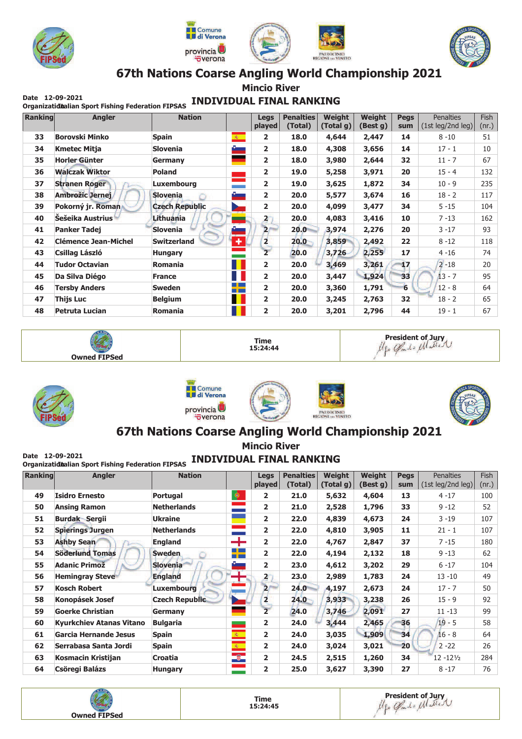# 67th Nations Coarse Angling World Championship 2021

## Mincio River

Date 12-09-2021
Organization Italian Sport Fishing Federation FIPSAS

### INDIVIDUAL FINAL RANKING

| Ranking | Angler | Nation | | Legs played | Penalties (Total) | Weight (Total g) | Weight (Best g) | Pegs sum | Penalties (1st leg/2nd leg) | Fish (nr.) |
|---|---|---|---|---|---|---|---|---|---|---|
| 33 | Borovski Minko | Spain | | 2 | 18.0 | 4,644 | 2,447 | 14 | 8 -10 | 51 |
| 34 | Kmetec Mitja | Slovenia | | 2 | 18.0 | 4,308 | 3,656 | 14 | 17 - 1 | 10 |
| 35 | Horler Günter | Germany | | 2 | 18.0 | 3,980 | 2,644 | 32 | 11 - 7 | 67 |
| 36 | Walczak Wiktor | Poland | | 2 | 19.0 | 5,258 | 3,971 | 20 | 15 - 4 | 132 |
| 37 | Stranen Roger | Luxembourg | | 2 | 19.0 | 3,625 | 1,872 | 34 | 10 - 9 | 235 |
| 38 | Ambrožic Jernej | Slovenia | | 2 | 20.0 | 5,577 | 3,674 | 16 | 18 - 2 | 117 |
| 39 | Pokorný jr. Roman | Czech Republic | | 2 | 20.0 | 4,099 | 3,477 | 34 | 5 -15 | 104 |
| 40 | Šešeika Austrius | Lithuania | | 2 | 20.0 | 4,083 | 3,416 | 10 | 7 -13 | 162 |
| 41 | Panker Tadej | Slovenia | | 2 | 20.0 | 3,974 | 2,276 | 20 | 3 -17 | 93 |
| 42 | Clémence Jean-Michel | Switzerland | | 2 | 20.0 | 3,859 | 2,492 | 22 | 8 -12 | 118 |
| 43 | Csillag László | Hungary | | 2 | 20.0 | 3,726 | 2,255 | 17 | 4 -16 | 74 |
| 44 | Tudor Octavian | Romania | | 2 | 20.0 | 3,469 | 3,261 | 17 | 2 -18 | 20 |
| 45 | Da Silva Diégo | France | | 2 | 20.0 | 3,447 | 1,924 | 33 | 13 - 7 | 95 |
| 46 | Tersby Anders | Sweden | | 2 | 20.0 | 3,360 | 1,791 | 6 | 12 - 8 | 64 |
| 47 | Thijs Luc | Belgium | | 2 | 20.0 | 3,245 | 2,763 | 32 | 18 - 2 | 65 |
| 48 | Petruta Lucian | Romania | | 2 | 20.0 | 3,201 | 2,796 | 44 | 19 - 1 | 67 |

Owned FIPSed | Time 15:24:44 | President of Jury

# 67th Nations Coarse Angling World Championship 2021

## Mincio River

Date 12-09-2021
Organization Italian Sport Fishing Federation FIPSAS

### INDIVIDUAL FINAL RANKING

| Ranking | Angler | Nation | | Legs played | Penalties (Total) | Weight (Total g) | Weight (Best g) | Pegs sum | Penalties (1st leg/2nd leg) | Fish (nr.) |
|---|---|---|---|---|---|---|---|---|---|---|
| 49 | Isidro Ernesto | Portugal | | 2 | 21.0 | 5,632 | 4,604 | 13 | 4 -17 | 100 |
| 50 | Ansing Ramon | Netherlands | | 2 | 21.0 | 2,528 | 1,796 | 33 | 9 -12 | 52 |
| 51 | Burdak Sergii | Ukraine | | 2 | 22.0 | 4,839 | 4,673 | 24 | 3 -19 | 107 |
| 52 | Spierings Jurgen | Netherlands | | 2 | 22.0 | 4,810 | 3,905 | 11 | 21 - 1 | 107 |
| 53 | Ashby Sean | England | | 2 | 22.0 | 4,767 | 2,847 | 37 | 7 -15 | 180 |
| 54 | Söderlund Tomas | Sweden | | 2 | 22.0 | 4,194 | 2,132 | 18 | 9 -13 | 62 |
| 55 | Adanic Primož | Slovenia | | 2 | 23.0 | 4,612 | 3,202 | 29 | 6 -17 | 104 |
| 56 | Hemingray Steve | England | | 2 | 23.0 | 2,989 | 1,783 | 24 | 13 -10 | 49 |
| 57 | Kosch Robert | Luxembourg | | 2 | 24.0 | 4,197 | 2,673 | 24 | 17 - 7 | 50 |
| 58 | Konopásek Josef | Czech Republic | | 2 | 24.0 | 3,933 | 3,238 | 26 | 15 - 9 | 92 |
| 59 | Goerke Christian | Germany | | 2 | 24.0 | 3,746 | 2,091 | 27 | 11 -13 | 99 |
| 60 | Kyurkchiev Atanas Vitano | Bulgaria | | 2 | 24.0 | 3,444 | 2,465 | 36 | 19 - 5 | 58 |
| 61 | Garcia Hernande Jesus | Spain | | 2 | 24.0 | 3,035 | 1,909 | 34 | 16 - 8 | 64 |
| 62 | Serrabasa Santa Jordi | Spain | | 2 | 24.0 | 3,024 | 3,021 | 20 | 2 -22 | 26 |
| 63 | Kosmacin Kristijan | Croatia | | 2 | 24.5 | 2,515 | 1,260 | 34 | 12 -12½ | 284 |
| 64 | Csöregi Balázs | Hungary | | 2 | 25.0 | 3,627 | 3,390 | 27 | 8 -17 | 76 |

Owned FIPSed | Time 15:24:45 | President of Jury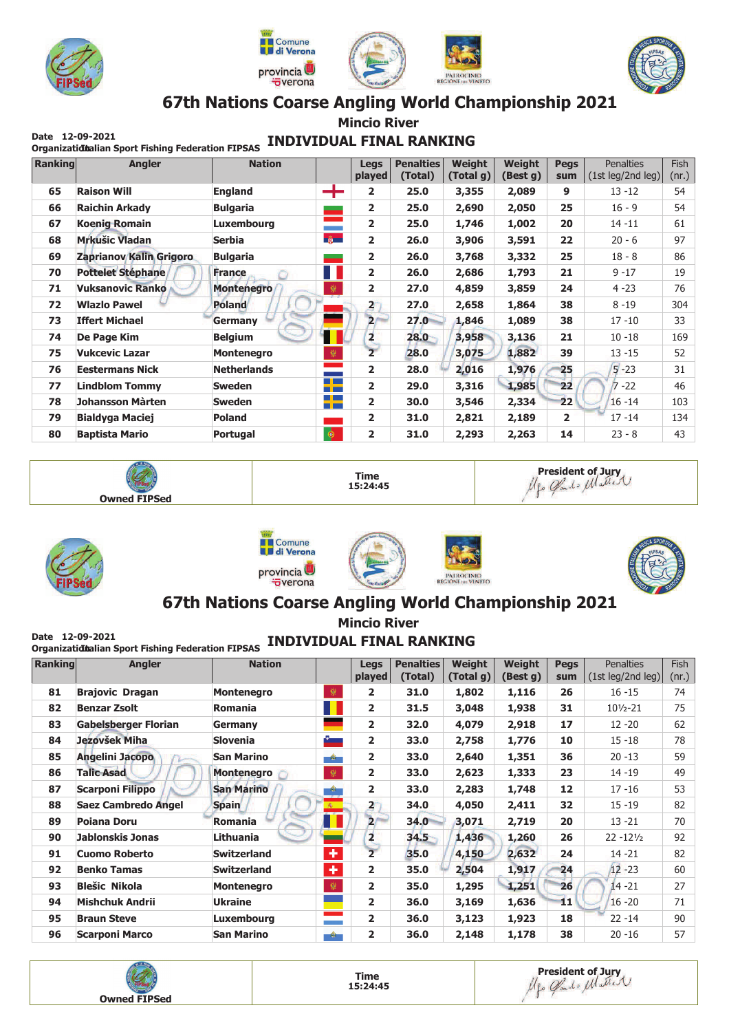# 67th Nations Coarse Angling World Championship 2021

## Mincio River

Date 12-09-2021
Organization Italian Sport Fishing Federation FIPSAS

## INDIVIDUAL FINAL RANKING

| Ranking | Angler | Nation | | Legs played | Penalties (Total) | Weight (Total g) | Weight (Best g) | Pegs sum | Penalties (1st leg/2nd leg) | Fish (nr.) |
|---|---|---|---|---|---|---|---|---|---|---|
| 65 | Raison Will | England | | 2 | 25.0 | 3,355 | 2,089 | 9 | 13 -12 | 54 |
| 66 | Raichin Arkady | Bulgaria | | 2 | 25.0 | 2,690 | 2,050 | 25 | 16 - 9 | 54 |
| 67 | Koenig Romain | Luxembourg | | 2 | 25.0 | 1,746 | 1,002 | 20 | 14 -11 | 61 |
| 68 | Mrkušic Vladan | Serbia | | 2 | 26.0 | 3,906 | 3,591 | 22 | 20 - 6 | 97 |
| 69 | Zaprianov Kalin Grigoro | Bulgaria | | 2 | 26.0 | 3,768 | 3,332 | 25 | 18 - 8 | 86 |
| 70 | Pottelet Stéphane | France | | 2 | 26.0 | 2,686 | 1,793 | 21 | 9 -17 | 19 |
| 71 | Vuksanovic Ranko | Montenegro | | 2 | 27.0 | 4,859 | 3,859 | 24 | 4 -23 | 76 |
| 72 | Wlazlo Pawel | Poland | | 2 | 27.0 | 2,658 | 1,864 | 38 | 8 -19 | 304 |
| 73 | Iffert Michael | Germany | | 2 | 27.0 | 1,846 | 1,089 | 38 | 17 -10 | 33 |
| 74 | De Page Kim | Belgium | | 2 | 28.0 | 3,958 | 3,136 | 21 | 10 -18 | 169 |
| 75 | Vukcevic Lazar | Montenegro | | 2 | 28.0 | 3,075 | 1,882 | 39 | 13 -15 | 52 |
| 76 | Eestermans Nick | Netherlands | | 2 | 28.0 | 2,016 | 1,976 | 25 | 5 -23 | 31 |
| 77 | Lindblom Tommy | Sweden | | 2 | 29.0 | 3,316 | 1,985 | 22 | 7 -22 | 46 |
| 78 | Johansson Mårten | Sweden | | 2 | 30.0 | 3,546 | 2,334 | 22 | 16 -14 | 103 |
| 79 | Bialdyga Maciej | Poland | | 2 | 31.0 | 2,821 | 2,189 | 2 | 17 -14 | 134 |
| 80 | Baptista Mario | Portugal | | 2 | 31.0 | 2,293 | 2,263 | 14 | 23 - 8 | 43 |

Owned FIPSed | Time 15:24:45 | President of Jury

# 67th Nations Coarse Angling World Championship 2021

## Mincio River

Date 12-09-2021
Organization Italian Sport Fishing Federation FIPSAS

## INDIVIDUAL FINAL RANKING

| Ranking | Angler | Nation | | Legs played | Penalties (Total) | Weight (Total g) | Weight (Best g) | Pegs sum | Penalties (1st leg/2nd leg) | Fish (nr.) |
|---|---|---|---|---|---|---|---|---|---|---|
| 81 | Brajovic Dragan | Montenegro | | 2 | 31.0 | 1,802 | 1,116 | 26 | 16 -15 | 74 |
| 82 | Benzar Zsolt | Romania | | 2 | 31.5 | 3,048 | 1,938 | 31 | 10½-21 | 75 |
| 83 | Gabelsberger Florian | Germany | | 2 | 32.0 | 4,079 | 2,918 | 17 | 12 -20 | 62 |
| 84 | Jezovšek Miha | Slovenia | | 2 | 33.0 | 2,758 | 1,776 | 10 | 15 -18 | 78 |
| 85 | Angelini Jacopo | San Marino | | 2 | 33.0 | 2,640 | 1,351 | 36 | 20 -13 | 59 |
| 86 | Talic Asad | Montenegro | | 2 | 33.0 | 2,623 | 1,333 | 23 | 14 -19 | 49 |
| 87 | Scarponi Filippo | San Marino | | 2 | 33.0 | 2,283 | 1,748 | 12 | 17 -16 | 53 |
| 88 | Saez Cambredo Angel | Spain | | 2 | 34.0 | 4,050 | 2,411 | 32 | 15 -19 | 82 |
| 89 | Poiana Doru | Romania | | 2 | 34.0 | 3,071 | 2,719 | 20 | 13 -21 | 70 |
| 90 | Jablonskis Jonas | Lithuania | | 2 | 34.5 | 1,436 | 1,260 | 26 | 22 -12½ | 92 |
| 91 | Cuomo Roberto | Switzerland | | 2 | 35.0 | 4,150 | 2,632 | 24 | 14 -21 | 82 |
| 92 | Benko Tamas | Switzerland | | 2 | 35.0 | 2,504 | 1,917 | 24 | 12 -23 | 60 |
| 93 | Blešic Nikola | Montenegro | | 2 | 35.0 | 1,295 | 1,251 | 26 | 14 -21 | 27 |
| 94 | Mishchuk Andrii | Ukraine | | 2 | 36.0 | 3,169 | 1,636 | 11 | 16 -20 | 71 |
| 95 | Braun Steve | Luxembourg | | 2 | 36.0 | 3,123 | 1,923 | 18 | 22 -14 | 90 |
| 96 | Scarponi Marco | San Marino | | 2 | 36.0 | 2,148 | 1,178 | 38 | 20 -16 | 57 |

Owned FIPSed | Time 15:24:45 | President of Jury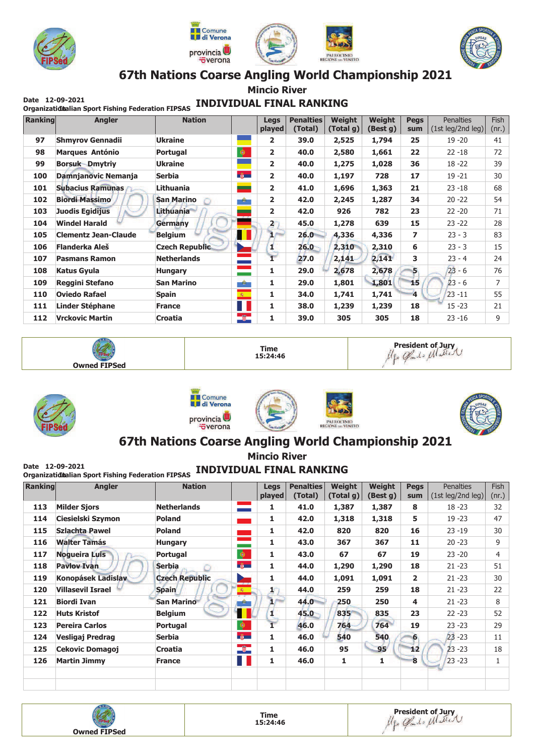# 67th Nations Coarse Angling World Championship 2021

## Mincio River

Date 12-09-2021
Organization Italian Sport Fishing Federation FIPSAS

## INDIVIDUAL FINAL RANKING

| Ranking | Angler | Nation | | Legs played | Penalties (Total) | Weight (Total g) | Weight (Best g) | Pegs sum | Penalties (1st leg/2nd leg) | Fish (nr.) |
|---|---|---|---|---|---|---|---|---|---|---|
| 97 | Shmyrov Gennadii | Ukraine | | 2 | 39.0 | 2,525 | 1,794 | 25 | 19 -20 | 41 |
| 98 | Marques António | Portugal | | 2 | 40.0 | 2,580 | 1,661 | 22 | 22 -18 | 72 |
| 99 | Borsuk Dmytriy | Ukraine | | 2 | 40.0 | 1,275 | 1,028 | 36 | 18 -22 | 39 |
| 100 | Damnjanovic Nemanja | Serbia | | 2 | 40.0 | 1,197 | 728 | 17 | 19 -21 | 30 |
| 101 | Subacius Ramunas | Lithuania | | 2 | 41.0 | 1,696 | 1,363 | 21 | 23 -18 | 68 |
| 102 | Biordi Massimo | San Marino | | 2 | 42.0 | 2,245 | 1,287 | 34 | 20 -22 | 54 |
| 103 | Juodis Egidijus | Lithuania | | 2 | 42.0 | 926 | 782 | 23 | 22 -20 | 71 |
| 104 | Windel Harald | Germany | | 2 | 45.0 | 1,278 | 639 | 15 | 23 -22 | 28 |
| 105 | Clementz Jean-Claude | Belgium | | 1 | 26.0 | 4,336 | 4,336 | 7 | 23 - 3 | 83 |
| 106 | Flanderka Aleš | Czech Republic | | 1 | 26.0 | 2,310 | 2,310 | 6 | 23 - 3 | 15 |
| 107 | Pasmans Ramon | Netherlands | | 1 | 27.0 | 2,141 | 2,141 | 3 | 23 - 4 | 24 |
| 108 | Katus Gyula | Hungary | | 1 | 29.0 | 2,678 | 2,678 | 5 | 23 - 6 | 76 |
| 109 | Reggini Stefano | San Marino | | 1 | 29.0 | 1,801 | 1,801 | 15 | 23 - 6 | 7 |
| 110 | Oviedo Rafael | Spain | | 1 | 34.0 | 1,741 | 1,741 | 4 | 23 -11 | 55 |
| 111 | Linder Stéphane | France | | 1 | 38.0 | 1,239 | 1,239 | 18 | 15 -23 | 21 |
| 112 | Vrckovic Martin | Croatia | | 1 | 39.0 | 305 | 305 | 18 | 23 -16 | 9 |

Owned FIPSed | Time 15:24:46 | President of Jury

# 67th Nations Coarse Angling World Championship 2021

## Mincio River

Date 12-09-2021
Organization Italian Sport Fishing Federation FIPSAS

## INDIVIDUAL FINAL RANKING

| Ranking | Angler | Nation | | Legs played | Penalties (Total) | Weight (Total g) | Weight (Best g) | Pegs sum | Penalties (1st leg/2nd leg) | Fish (nr.) |
|---|---|---|---|---|---|---|---|---|---|---|
| 113 | Milder Sjors | Netherlands | | 1 | 41.0 | 1,387 | 1,387 | 8 | 18 -23 | 32 |
| 114 | Ciesielski Szymon | Poland | | 1 | 42.0 | 1,318 | 1,318 | 5 | 19 -23 | 47 |
| 115 | Szlachta Pawel | Poland | | 1 | 42.0 | 820 | 820 | 16 | 23 -19 | 30 |
| 116 | Walter Tamás | Hungary | | 1 | 43.0 | 367 | 367 | 11 | 20 -23 | 9 |
| 117 | Nogueira Luís | Portugal | | 1 | 43.0 | 67 | 67 | 19 | 23 -20 | 4 |
| 118 | Pavlov Ivan | Serbia | | 1 | 44.0 | 1,290 | 1,290 | 18 | 21 -23 | 51 |
| 119 | Konopásek Ladislav | Czech Republic | | 1 | 44.0 | 1,091 | 1,091 | 2 | 21 -23 | 30 |
| 120 | Villasevil Israel | Spain | | 1 | 44.0 | 259 | 259 | 18 | 21 -23 | 22 |
| 121 | Biordi Ivan | San Marino | | 1 | 44.0 | 250 | 250 | 4 | 21 -23 | 8 |
| 122 | Huts Kristof | Belgium | | 1 | 45.0 | 835 | 835 | 23 | 22 -23 | 52 |
| 123 | Pereira Carlos | Portugal | | 1 | 46.0 | 764 | 764 | 19 | 23 -23 | 29 |
| 124 | Vesligaj Predrag | Serbia | | 1 | 46.0 | 540 | 540 | 6 | 23 -23 | 11 |
| 125 | Cekovic Domagoj | Croatia | | 1 | 46.0 | 95 | 95 | 12 | 23 -23 | 18 |
| 126 | Martin Jimmy | France | | 1 | 46.0 | 1 | 1 | 8 | 23 -23 | 1 |

Owned FIPSed | Time 15:24:46 | President of Jury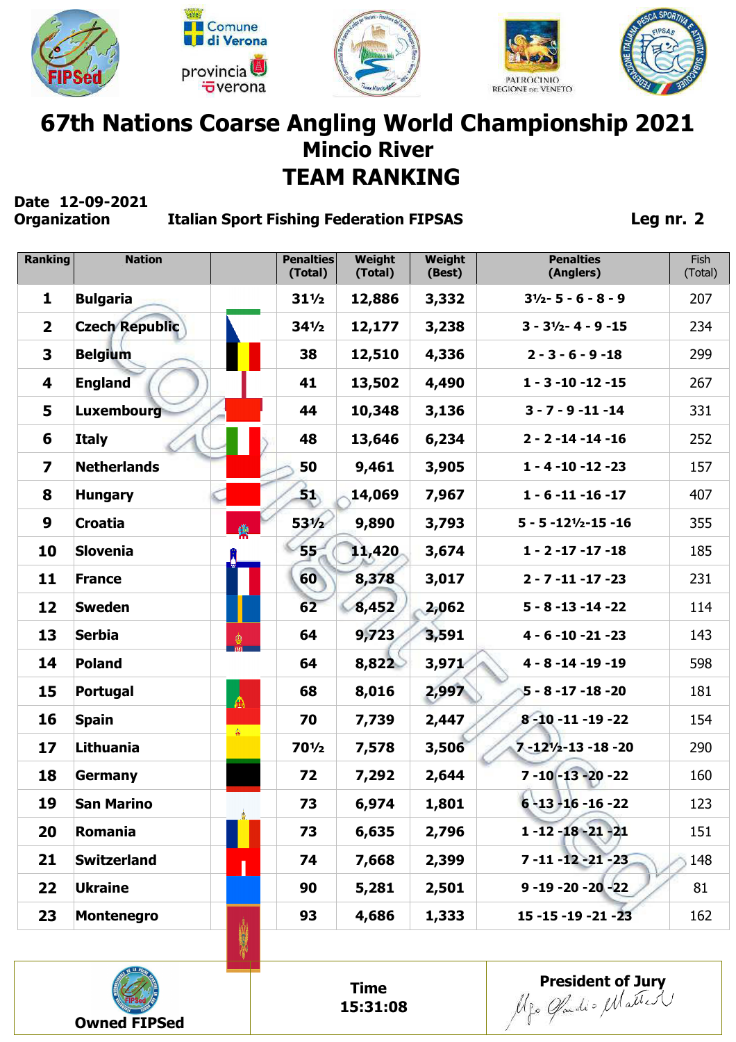# 67th Nations Coarse Angling World Championship 2021

## Mincio River

## TEAM RANKING

**Date** 12-09-2021
**Organization** Italian Sport Fishing Federation FIPSAS **Leg nr. 2**

| Ranking | Nation | | Penalties (Total) | Weight (Total) | Weight (Best) | Penalties (Anglers) | Fish (Total) |
|---|---|---|---|---|---|---|---|
| 1 | Bulgaria | | 31½ | 12,886 | 3,332 | 3½- 5 - 6 - 8 - 9 | 207 |
| 2 | Czech Republic | | 34½ | 12,177 | 3,238 | 3 - 3½- 4 - 9 -15 | 234 |
| 3 | Belgium | | 38 | 12,510 | 4,336 | 2 - 3 - 6 - 9 -18 | 299 |
| 4 | England | | 41 | 13,502 | 4,490 | 1 - 3 -10 -12 -15 | 267 |
| 5 | Luxembourg | | 44 | 10,348 | 3,136 | 3 - 7 - 9 -11 -14 | 331 |
| 6 | Italy | | 48 | 13,646 | 6,234 | 2 - 2 -14 -14 -16 | 252 |
| 7 | Netherlands | | 50 | 9,461 | 3,905 | 1 - 4 -10 -12 -23 | 157 |
| 8 | Hungary | | 51 | 14,069 | 7,967 | 1 - 6 -11 -16 -17 | 407 |
| 9 | Croatia | | 53½ | 9,890 | 3,793 | 5 - 5 -12½-15 -16 | 355 |
| 10 | Slovenia | | 55 | 11,420 | 3,674 | 1 - 2 -17 -17 -18 | 185 |
| 11 | France | | 60 | 8,378 | 3,017 | 2 - 7 -11 -17 -23 | 231 |
| 12 | Sweden | | 62 | 8,452 | 2,062 | 5 - 8 -13 -14 -22 | 114 |
| 13 | Serbia | | 64 | 9,723 | 3,591 | 4 - 6 -10 -21 -23 | 143 |
| 14 | Poland | | 64 | 8,822 | 3,971 | 4 - 8 -14 -19 -19 | 598 |
| 15 | Portugal | | 68 | 8,016 | 2,997 | 5 - 8 -17 -18 -20 | 181 |
| 16 | Spain | | 70 | 7,739 | 2,447 | 8 -10 -11 -19 -22 | 154 |
| 17 | Lithuania | | 70½ | 7,578 | 3,506 | 7 -12½-13 -18 -20 | 290 |
| 18 | Germany | | 72 | 7,292 | 2,644 | 7 -10 -13 -20 -22 | 160 |
| 19 | San Marino | | 73 | 6,974 | 1,801 | 6 -13 -16 -16 -22 | 123 |
| 20 | Romania | | 73 | 6,635 | 2,796 | 1 -12 -18 -21 -21 | 151 |
| 21 | Switzerland | | 74 | 7,668 | 2,399 | 7 -11 -12 -21 -23 | 148 |
| 22 | Ukraine | | 90 | 5,281 | 2,501 | 9 -19 -20 -20 -22 | 81 |
| 23 | Montenegro | | 93 | 4,686 | 1,333 | 15 -15 -19 -21 -23 | 162 |

Owned FIPSed

**Time**
**15:31:08**

**President of Jury**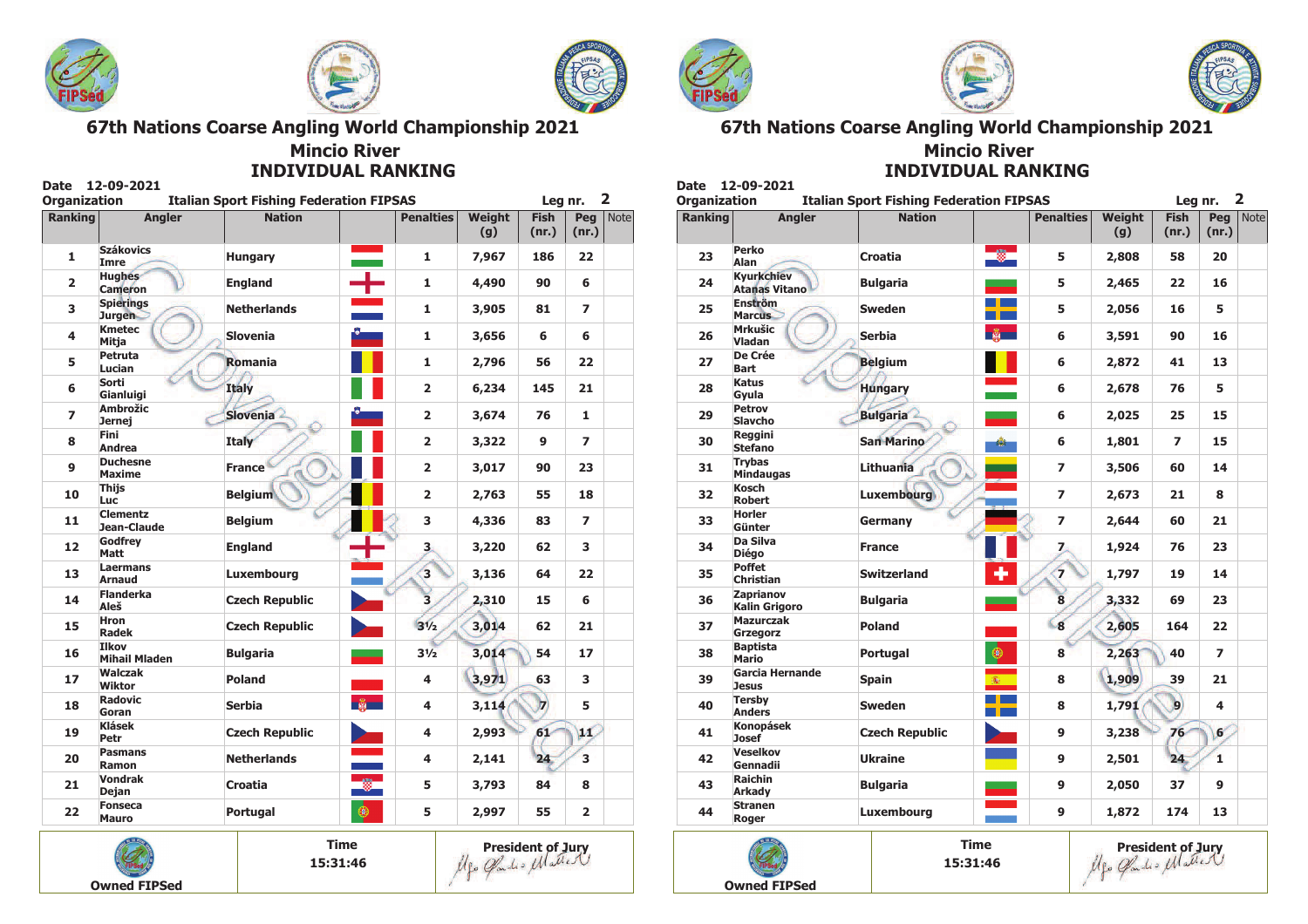# 67th Nations Coarse Angling World Championship 2021

## Mincio River

## INDIVIDUAL RANKING

Date 12-09-2021

Organization Italian Sport Fishing Federation FIPSAS

Leg nr. 2

| Ranking | Angler | Nation | Penalties | Weight (g) | Fish (nr.) | Peg (nr.) | Note |
|---|---|---|---|---|---|---|---|
| 1 | Szákovics Imre | Hungary | 1 | 7,967 | 186 | 22 | |
| 2 | Hughes Cameron | England | 1 | 4,490 | 90 | 6 | |
| 3 | Spierings Jurgen | Netherlands | 1 | 3,905 | 81 | 7 | |
| 4 | Kmetec Mitja | Slovenia | 1 | 3,656 | 6 | 6 | |
| 5 | Petruta Lucian | Romania | 1 | 2,796 | 56 | 22 | |
| 6 | Sorti Gianluigi | Italy | 2 | 6,234 | 145 | 21 | |
| 7 | Ambrožic Jernej | Slovenia | 2 | 3,674 | 76 | 1 | |
| 8 | Fini Andrea | Italy | 2 | 3,322 | 9 | 7 | |
| 9 | Duchesne Maxime | France | 2 | 3,017 | 90 | 23 | |
| 10 | Thijs Luc | Belgium | 2 | 2,763 | 55 | 18 | |
| 11 | Clementz Jean-Claude | Belgium | 3 | 4,336 | 83 | 7 | |
| 12 | Godfrey Matt | England | 3 | 3,220 | 62 | 3 | |
| 13 | Laermans Arnaud | Luxembourg | 3 | 3,136 | 64 | 22 | |
| 14 | Flanderka Aleš | Czech Republic | 3 | 2,310 | 15 | 6 | |
| 15 | Hron Radek | Czech Republic | 3½ | 3,014 | 62 | 21 | |
| 16 | Ilkov Mihail Mladen | Bulgaria | 3½ | 3,014 | 54 | 17 | |
| 17 | Walczak Wiktor | Poland | 4 | 3,971 | 63 | 3 | |
| 18 | Radovic Goran | Serbia | 4 | 3,114 | 7 | 5 | |
| 19 | Klásek Petr | Czech Republic | 4 | 2,993 | 61 | 11 | |
| 20 | Pasmans Ramon | Netherlands | 4 | 2,141 | 24 | 3 | |
| 21 | Vondrak Dejan | Croatia | 5 | 3,793 | 84 | 8 | |
| 22 | Fonseca Mauro | Portugal | 5 | 2,997 | 55 | 2 | |
| 23 | Perko Alan | Croatia | 5 | 2,808 | 58 | 20 | |
| 24 | Kyurkchiev Atanas Vitano | Bulgaria | 5 | 2,465 | 22 | 16 | |
| 25 | Enström Marcus | Sweden | 5 | 2,056 | 16 | 5 | |
| 26 | Mrkušic Vladan | Serbia | 6 | 3,591 | 90 | 16 | |
| 27 | De Crée Bart | Belgium | 6 | 2,872 | 41 | 13 | |
| 28 | Katus Gyula | Hungary | 6 | 2,678 | 76 | 5 | |
| 29 | Petrov Slavcho | Bulgaria | 6 | 2,025 | 25 | 15 | |
| 30 | Reggini Stefano | San Marino | 6 | 1,801 | 7 | 15 | |
| 31 | Trybas Mindaugas | Lithuania | 7 | 3,506 | 60 | 14 | |
| 32 | Kosch Robert | Luxembourg | 7 | 2,673 | 21 | 8 | |
| 33 | Horler Günter | Germany | 7 | 2,644 | 60 | 21 | |
| 34 | Da Silva Diégo | France | 7 | 1,924 | 76 | 23 | |
| 35 | Poffet Christian | Switzerland | 7 | 1,797 | 19 | 14 | |
| 36 | Zaprianov Kalin Grigoro | Bulgaria | 8 | 3,332 | 69 | 23 | |
| 37 | Mazurczak Grzegorz | Poland | 8 | 2,605 | 164 | 22 | |
| 38 | Baptista Mario | Portugal | 8 | 2,263 | 40 | 7 | |
| 39 | Garcia Hernande Jesus | Spain | 8 | 1,909 | 39 | 21 | |
| 40 | Tersby Anders | Sweden | 8 | 1,791 | 9 | 4 | |
| 41 | Konopásek Josef | Czech Republic | 9 | 3,238 | 76 | 6 | |
| 42 | Veselkov Gennadii | Ukraine | 9 | 2,501 | 24 | 1 | |
| 43 | Raichin Arkady | Bulgaria | 9 | 2,050 | 37 | 9 | |
| 44 | Stranen Roger | Luxembourg | 9 | 1,872 | 174 | 13 | |

| Owned FIPSed | Time 15:31:46 | President of Jury |
|---|---|---|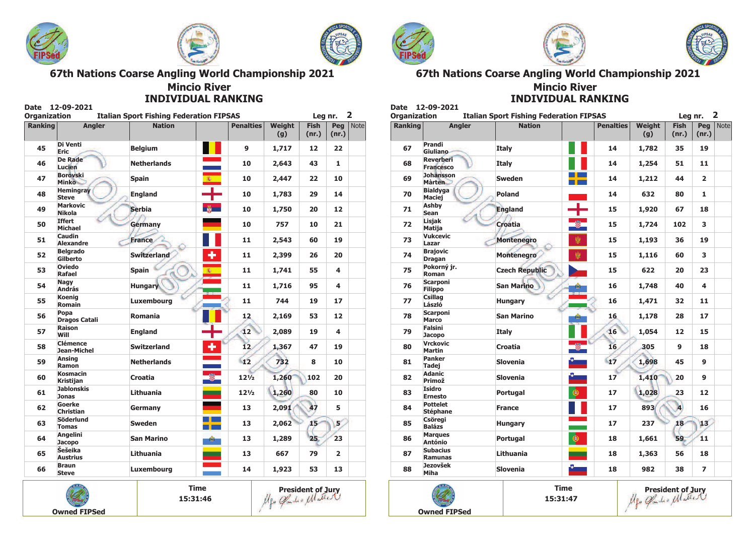# 67th Nations Coarse Angling World Championship 2021

## Mincio River

## INDIVIDUAL RANKING

Date 12-09-2021

Organization Italian Sport Fishing Federation FIPSAS

Leg nr. 2

| Ranking | Angler | Nation | Penalties | Weight (g) | Fish (nr.) | Peg (nr.) | Note |
|---|---|---|---|---|---|---|---|
| 45 | Di Venti Eric | Belgium | 9 | 1,717 | 12 | 22 | |
| 46 | De Rade Lucien | Netherlands | 10 | 2,643 | 43 | 1 | |
| 47 | Borovski Minko | Spain | 10 | 2,447 | 22 | 10 | |
| 48 | Hemingray Steve | England | 10 | 1,783 | 29 | 14 | |
| 49 | Markovic Nikola | Serbia | 10 | 1,750 | 20 | 12 | |
| 50 | Iffert Michael | Germany | 10 | 757 | 10 | 21 | |
| 51 | Caudin Alexandre | France | 11 | 2,543 | 60 | 19 | |
| 52 | Belgrado Gilberto | Switzerland | 11 | 2,399 | 26 | 20 | |
| 53 | Oviedo Rafael | Spain | 11 | 1,741 | 55 | 4 | |
| 54 | Nagy András | Hungary | 11 | 1,716 | 95 | 4 | |
| 55 | Koenig Romain | Luxembourg | 11 | 744 | 19 | 17 | |
| 56 | Popa Dragos Catali | Romania | 12 | 2,169 | 53 | 12 | |
| 57 | Raison Will | England | 12 | 2,089 | 19 | 4 | |
| 58 | Clémence Jean-Michel | Switzerland | 12 | 1,367 | 47 | 19 | |
| 59 | Ansing Ramon | Netherlands | 12 | 732 | 8 | 10 | |
| 60 | Kosmacin Kristijan | Croatia | 12½ | 1,260 | 102 | 20 | |
| 61 | Jablonskis Jonas | Lithuania | 12½ | 1,260 | 80 | 10 | |
| 62 | Goerke Christian | Germany | 13 | 2,091 | 47 | 5 | |
| 63 | Söderlund Tomas | Sweden | 13 | 2,062 | 15 | 5 | |
| 64 | Angelini Jacopo | San Marino | 13 | 1,289 | 25 | 23 | |
| 65 | Šešeika Austrius | Lithuania | 13 | 667 | 79 | 2 | |
| 66 | Braun Steve | Luxembourg | 14 | 1,923 | 53 | 13 | |

Owned FIPSed | Time 15:31:46 | President of Jury

# 67th Nations Coarse Angling World Championship 2021

## Mincio River

## INDIVIDUAL RANKING

Date 12-09-2021

Organization Italian Sport Fishing Federation FIPSAS

Leg nr. 2

| Ranking | Angler | Nation | Penalties | Weight (g) | Fish (nr.) | Peg (nr.) | Note |
|---|---|---|---|---|---|---|---|
| 67 | Prandi Giuliano | Italy | 14 | 1,782 | 35 | 19 | |
| 68 | Reverberi Francesco | Italy | 14 | 1,254 | 51 | 11 | |
| 69 | Johansson Mårten | Sweden | 14 | 1,212 | 44 | 2 | |
| 70 | Bialdyga Maciej | Poland | 14 | 632 | 80 | 1 | |
| 71 | Ashby Sean | England | 15 | 1,920 | 67 | 18 | |
| 72 | Lisjak Matija | Croatia | 15 | 1,724 | 102 | 3 | |
| 73 | Vukcevic Lazar | Montenegro | 15 | 1,193 | 36 | 19 | |
| 74 | Brajovic Dragan | Montenegro | 15 | 1,116 | 60 | 3 | |
| 75 | Pokorný jr. Roman | Czech Republic | 15 | 622 | 20 | 23 | |
| 76 | Scarponi Filippo | San Marino | 16 | 1,748 | 40 | 4 | |
| 77 | Csillag László | Hungary | 16 | 1,471 | 32 | 11 | |
| 78 | Scarponi Marco | San Marino | 16 | 1,178 | 28 | 17 | |
| 79 | Falsini Jacopo | Italy | 16 | 1,054 | 12 | 15 | |
| 80 | Vrckovic Martin | Croatia | 16 | 305 | 9 | 18 | |
| 81 | Panker Tadej | Slovenia | 17 | 1,698 | 45 | 9 | |
| 82 | Adanic Primož | Slovenia | 17 | 1,410 | 20 | 9 | |
| 83 | Isidro Ernesto | Portugal | 17 | 1,028 | 23 | 12 | |
| 84 | Pottelet Stéphane | France | 17 | 893 | 4 | 16 | |
| 85 | Csöregi Balázs | Hungary | 17 | 237 | 18 | 13 | |
| 86 | Marques António | Portugal | 18 | 1,661 | 59 | 11 | |
| 87 | Subacius Ramunas | Lithuania | 18 | 1,363 | 56 | 18 | |
| 88 | Jezovšek Miha | Slovenia | 18 | 982 | 38 | 7 | |

Owned FIPSed | Time 15:31:47 | President of Jury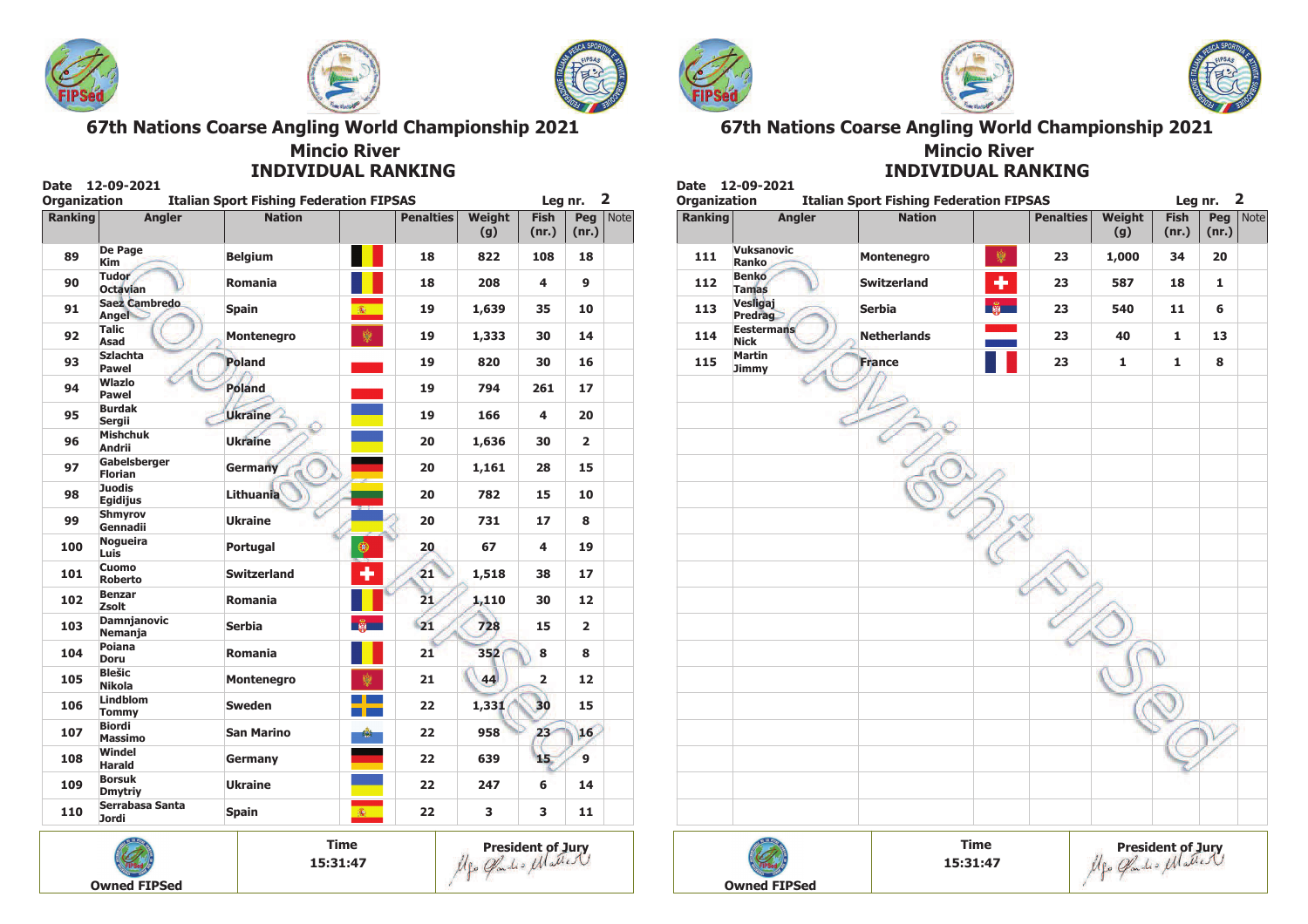# 67th Nations Coarse Angling World Championship 2021

## Mincio River

## INDIVIDUAL RANKING

Date 12-09-2021

Organization Italian Sport Fishing Federation FIPSAS

Leg nr. 2

| Ranking | Angler | Nation | Penalties | Weight (g) | Fish (nr.) | Peg (nr.) | Note |
|---|---|---|---|---|---|---|---|
| 89 | De Page Kim | Belgium | 18 | 822 | 108 | 18 | |
| 90 | Tudor Octavian | Romania | 18 | 208 | 4 | 9 | |
| 91 | Saez Cambredo Angel | Spain | 19 | 1,639 | 35 | 10 | |
| 92 | Talic Asad | Montenegro | 19 | 1,333 | 30 | 14 | |
| 93 | Szlachta Pawel | Poland | 19 | 820 | 30 | 16 | |
| 94 | Wlazlo Pawel | Poland | 19 | 794 | 261 | 17 | |
| 95 | Burdak Sergii | Ukraine | 19 | 166 | 4 | 20 | |
| 96 | Mishchuk Andrii | Ukraine | 20 | 1,636 | 30 | 2 | |
| 97 | Gabelsberger Florian | Germany | 20 | 1,161 | 28 | 15 | |
| 98 | Juodis Egidijus | Lithuania | 20 | 782 | 15 | 10 | |
| 99 | Shmyrov Gennadii | Ukraine | 20 | 731 | 17 | 8 | |
| 100 | Nogueira Luis | Portugal | 20 | 67 | 4 | 19 | |
| 101 | Cuomo Roberto | Switzerland | 21 | 1,518 | 38 | 17 | |
| 102 | Benzar Zsolt | Romania | 21 | 1,110 | 30 | 12 | |
| 103 | Damnjanovic Nemanja | Serbia | 21 | 728 | 15 | 2 | |
| 104 | Poiana Doru | Romania | 21 | 352 | 8 | 8 | |
| 105 | Blešic Nikola | Montenegro | 21 | 44 | 2 | 12 | |
| 106 | Lindblom Tommy | Sweden | 22 | 1,331 | 30 | 15 | |
| 107 | Biordi Massimo | San Marino | 22 | 958 | 23 | 16 | |
| 108 | Windel Harald | Germany | 22 | 639 | 15 | 9 | |
| 109 | Borsuk Dmytriy | Ukraine | 22 | 247 | 6 | 14 | |
| 110 | Serrabasa Santa Jordi | Spain | 22 | 3 | 3 | 11 | |
| 111 | Vuksanovic Ranko | Montenegro | 23 | 1,000 | 34 | 20 | |
| 112 | Benko Tamas | Switzerland | 23 | 587 | 18 | 1 | |
| 113 | Vesligaj Predrag | Serbia | 23 | 540 | 11 | 6 | |
| 114 | Eestermans Nick | Netherlands | 23 | 40 | 1 | 13 | |
| 115 | Martin Jimmy | France | 23 | 1 | 1 | 8 | |

Owned FIPSed

Time 15:31:47

President of Jury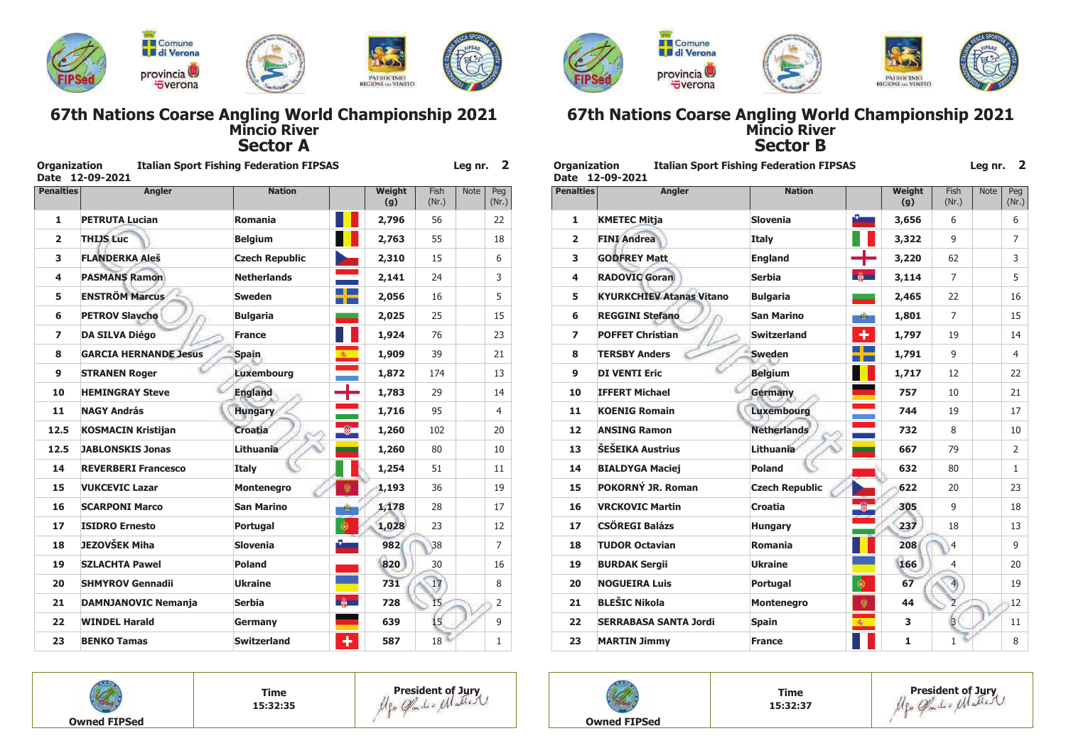# 67th Nations Coarse Angling World Championship 2021

## Mincio River

## Sector A

**Organization** **Italian Sport Fishing Federation FIPSAS** **Leg nr. 2**

**Date 12-09-2021**

| Penalties | Angler | Nation | | Weight (g) | Fish (Nr.) | Note | Peg (Nr.) |
|---|---|---|---|---|---|---|---|
| 1 | PETRUTA Lucian | Romania | | 2,796 | 56 | | 22 |
| 2 | THIJS Luc | Belgium | | 2,763 | 55 | | 18 |
| 3 | FLANDERKA Aleš | Czech Republic | | 2,310 | 15 | | 6 |
| 4 | PASMANS Ramon | Netherlands | | 2,141 | 24 | | 3 |
| 5 | ENSTRÖM Marcus | Sweden | | 2,056 | 16 | | 5 |
| 6 | PETROV Slavcho | Bulgaria | | 2,025 | 25 | | 15 |
| 7 | DA SILVA Diégo | France | | 1,924 | 76 | | 23 |
| 8 | GARCIA HERNANDE Jesus | Spain | | 1,909 | 39 | | 21 |
| 9 | STRANEN Roger | Luxembourg | | 1,872 | 174 | | 13 |
| 10 | HEMINGRAY Steve | England | | 1,783 | 29 | | 14 |
| 11 | NAGY András | Hungary | | 1,716 | 95 | | 4 |
| 12.5 | KOSMACIN Kristijan | Croatia | | 1,260 | 102 | | 20 |
| 12.5 | JABLONSKIS Jonas | Lithuania | | 1,260 | 80 | | 10 |
| 14 | REVERBERI Francesco | Italy | | 1,254 | 51 | | 11 |
| 15 | VUKCEVIC Lazar | Montenegro | | 1,193 | 36 | | 19 |
| 16 | SCARPONI Marco | San Marino | | 1,178 | 28 | | 17 |
| 17 | ISIDRO Ernesto | Portugal | | 1,028 | 23 | | 12 |
| 18 | JEZOVŠEK Miha | Slovenia | | 982 | 38 | | 7 |
| 19 | SZLACHTA Pawel | Poland | | 820 | 30 | | 16 |
| 20 | SHMYROV Gennadii | Ukraine | | 731 | 17 | | 8 |
| 21 | DAMNJANOVIC Nemanja | Serbia | | 728 | 15 | | 2 |
| 22 | WINDEL Harald | Germany | | 639 | 15 | | 9 |
| 23 | BENKO Tamas | Switzerland | | 587 | 18 | | 1 |

| Owned FIPSed | Time 15:32:35 | President of Jury |
|---|---|---|

# 67th Nations Coarse Angling World Championship 2021

## Mincio River

## Sector B

**Organization** **Italian Sport Fishing Federation FIPSAS** **Leg nr. 2**

**Date 12-09-2021**

| Penalties | Angler | Nation | | Weight (g) | Fish (Nr.) | Note | Peg (Nr.) |
|---|---|---|---|---|---|---|---|
| 1 | KMETEC Mitja | Slovenia | | 3,656 | 6 | | 6 |
| 2 | FINI Andrea | Italy | | 3,322 | 9 | | 7 |
| 3 | GODFREY Matt | England | | 3,220 | 62 | | 3 |
| 4 | RADOVIC Goran | Serbia | | 3,114 | 7 | | 5 |
| 5 | KYURKCHIEV Atanas Vitano | Bulgaria | | 2,465 | 22 | | 16 |
| 6 | REGGINI Stefano | San Marino | | 1,801 | 7 | | 15 |
| 7 | POFFET Christian | Switzerland | | 1,797 | 19 | | 14 |
| 8 | TERSBY Anders | Sweden | | 1,791 | 9 | | 4 |
| 9 | DI VENTI Eric | Belgium | | 1,717 | 12 | | 22 |
| 10 | IFFERT Michael | Germany | | 757 | 10 | | 21 |
| 11 | KOENIG Romain | Luxembourg | | 744 | 19 | | 17 |
| 12 | ANSING Ramon | Netherlands | | 732 | 8 | | 10 |
| 13 | ŠEŠEIKA Austrius | Lithuania | | 667 | 79 | | 2 |
| 14 | BIALDYGA Maciej | Poland | | 632 | 80 | | 1 |
| 15 | POKORNÝ JR. Roman | Czech Republic | | 622 | 20 | | 23 |
| 16 | VRCKOVIC Martin | Croatia | | 305 | 9 | | 18 |
| 17 | CSÖREGI Balázs | Hungary | | 237 | 18 | | 13 |
| 18 | TUDOR Octavian | Romania | | 208 | 4 | | 9 |
| 19 | BURDAK Sergii | Ukraine | | 166 | 4 | | 20 |
| 20 | NOGUEIRA Luis | Portugal | | 67 | 4 | | 19 |
| 21 | BLEŠIC Nikola | Montenegro | | 44 | 2 | | 12 |
| 22 | SERRABASA SANTA Jordi | Spain | | 3 | 3 | | 11 |
| 23 | MARTIN Jimmy | France | | 1 | 1 | | 8 |

| Owned FIPSed | Time 15:32:37 | President of Jury |
|---|---|---|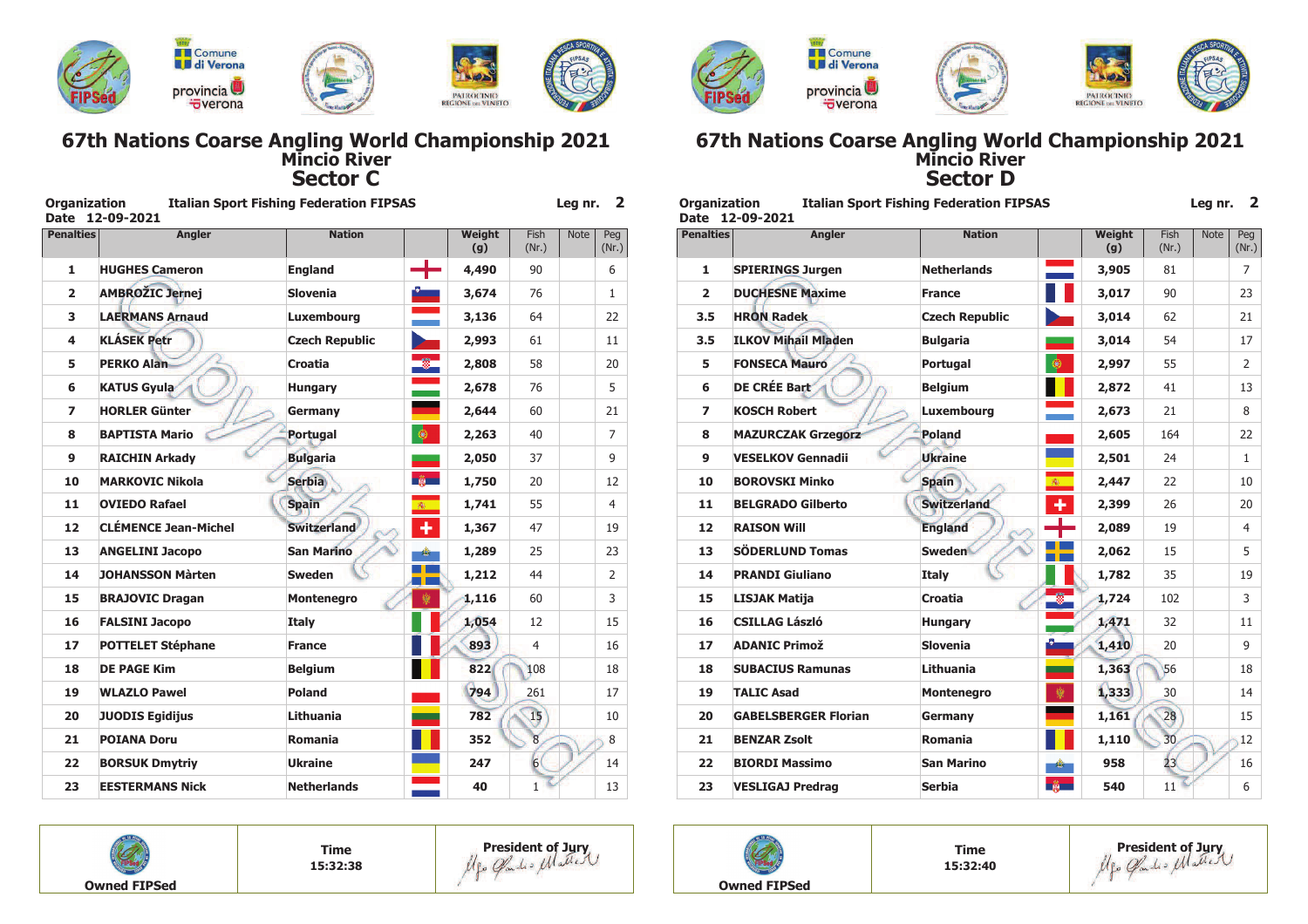# 67th Nations Coarse Angling World Championship 2021

## Mincio River

## Sector C

**Organization** Italian Sport Fishing Federation FIPSAS **Leg nr. 2**

**Date** 12-09-2021

| Penalties | Angler | Nation | | Weight (g) | Fish (Nr.) | Note | Peg (Nr.) |
|---|---|---|---|---|---|---|---|
| 1 | HUGHES Cameron | England | | 4,490 | 90 | | 6 |
| 2 | AMBROŽIC Jernej | Slovenia | | 3,674 | 76 | | 1 |
| 3 | LAERMANS Arnaud | Luxembourg | | 3,136 | 64 | | 22 |
| 4 | KLÁSEK Petr | Czech Republic | | 2,993 | 61 | | 11 |
| 5 | PERKO Alan | Croatia | | 2,808 | 58 | | 20 |
| 6 | KATUS Gyula | Hungary | | 2,678 | 76 | | 5 |
| 7 | HORLER Günter | Germany | | 2,644 | 60 | | 21 |
| 8 | BAPTISTA Mario | Portugal | | 2,263 | 40 | | 7 |
| 9 | RAICHIN Arkady | Bulgaria | | 2,050 | 37 | | 9 |
| 10 | MARKOVIC Nikola | Serbia | | 1,750 | 20 | | 12 |
| 11 | OVIEDO Rafael | Spain | | 1,741 | 55 | | 4 |
| 12 | CLÉMENCE Jean-Michel | Switzerland | | 1,367 | 47 | | 19 |
| 13 | ANGELINI Jacopo | San Marino | | 1,289 | 25 | | 23 |
| 14 | JOHANSSON Mårten | Sweden | | 1,212 | 44 | | 2 |
| 15 | BRAJOVIC Dragan | Montenegro | | 1,116 | 60 | | 3 |
| 16 | FALSINI Jacopo | Italy | | 1,054 | 12 | | 15 |
| 17 | POTTELET Stéphane | France | | 893 | 4 | | 16 |
| 18 | DE PAGE Kim | Belgium | | 822 | 108 | | 18 |
| 19 | WLAZLO Pawel | Poland | | 794 | 261 | | 17 |
| 20 | JUODIS Egidijus | Lithuania | | 782 | 15 | | 10 |
| 21 | POIANA Doru | Romania | | 352 | 8 | | 8 |
| 22 | BORSUK Dmytriy | Ukraine | | 247 | 6 | | 14 |
| 23 | EESTERMANS Nick | Netherlands | | 40 | 1 | | 13 |

| Owned FIPSed | Time 15:32:38 | President of Jury |
|---|---|---|

# 67th Nations Coarse Angling World Championship 2021

## Mincio River

## Sector D

**Organization** Italian Sport Fishing Federation FIPSAS **Leg nr. 2**

**Date** 12-09-2021

| Penalties | Angler | Nation | | Weight (g) | Fish (Nr.) | Note | Peg (Nr.) |
|---|---|---|---|---|---|---|---|
| 1 | SPIERINGS Jurgen | Netherlands | | 3,905 | 81 | | 7 |
| 2 | DUCHESNE Maxime | France | | 3,017 | 90 | | 23 |
| 3.5 | HRON Radek | Czech Republic | | 3,014 | 62 | | 21 |
| 3.5 | ILKOV Mihail Mladen | Bulgaria | | 3,014 | 54 | | 17 |
| 5 | FONSECA Mauro | Portugal | | 2,997 | 55 | | 2 |
| 6 | DE CRÉE Bart | Belgium | | 2,872 | 41 | | 13 |
| 7 | KOSCH Robert | Luxembourg | | 2,673 | 21 | | 8 |
| 8 | MAZURCZAK Grzegorz | Poland | | 2,605 | 164 | | 22 |
| 9 | VESELKOV Gennadii | Ukraine | | 2,501 | 24 | | 1 |
| 10 | BOROVSKI Minko | Spain | | 2,447 | 22 | | 10 |
| 11 | BELGRADO Gilberto | Switzerland | | 2,399 | 26 | | 20 |
| 12 | RAISON Will | England | | 2,089 | 19 | | 4 |
| 13 | SÖDERLUND Tomas | Sweden | | 2,062 | 15 | | 5 |
| 14 | PRANDI Giuliano | Italy | | 1,782 | 35 | | 19 |
| 15 | LISJAK Matija | Croatia | | 1,724 | 102 | | 3 |
| 16 | CSILLAG László | Hungary | | 1,471 | 32 | | 11 |
| 17 | ADANIC Primož | Slovenia | | 1,410 | 20 | | 9 |
| 18 | SUBACIUS Ramunas | Lithuania | | 1,363 | 56 | | 18 |
| 19 | TALIC Asad | Montenegro | | 1,333 | 30 | | 14 |
| 20 | GABELSBERGER Florian | Germany | | 1,161 | 28 | | 15 |
| 21 | BENZAR Zsolt | Romania | | 1,110 | 30 | | 12 |
| 22 | BIORDI Massimo | San Marino | | 958 | 23 | | 16 |
| 23 | VESLIGAJ Predrag | Serbia | | 540 | 11 | | 6 |

| Owned FIPSed | Time 15:32:40 | President of Jury |
|---|---|---|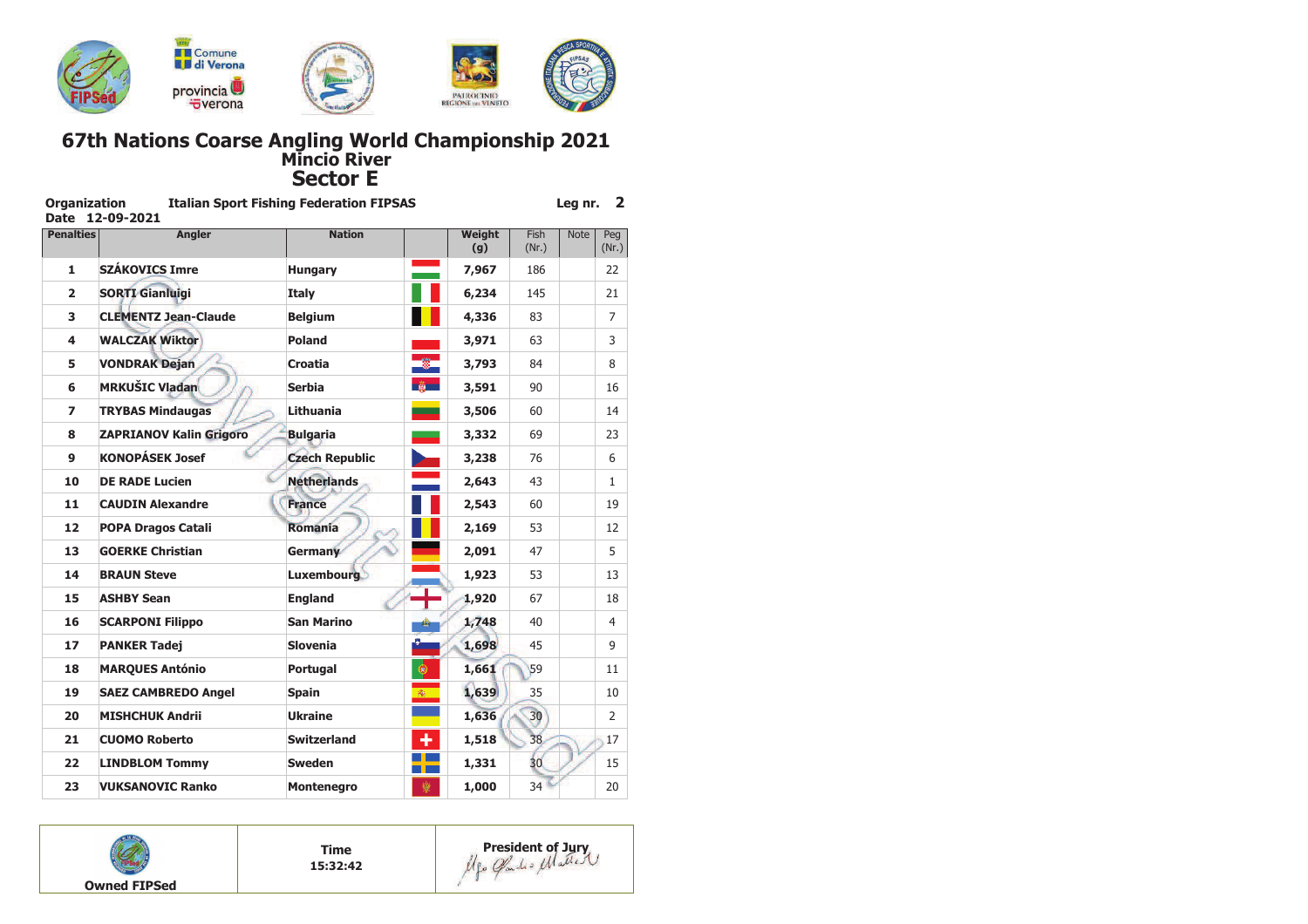Comune di Verona

provincia di verona

PATROCINIO REGIONE DEL VENETO

# 67th Nations Coarse Angling World Championship 2021
## Mincio River
## Sector E

**Organization** **Italian Sport Fishing Federation FIPSAS** **Leg nr. 2**

**Date 12-09-2021**

| Penalties | Angler | Nation | | Weight (g) | Fish (Nr.) | Note | Peg (Nr.) |
|---|---|---|---|---|---|---|---|
| 1 | SZÁKOVICS Imre | Hungary | | 7,967 | 186 | | 22 |
| 2 | SORTI Gianluigi | Italy | | 6,234 | 145 | | 21 |
| 3 | CLEMENTZ Jean-Claude | Belgium | | 4,336 | 83 | | 7 |
| 4 | WALCZAK Wiktor | Poland | | 3,971 | 63 | | 3 |
| 5 | VONDRAK Dejan | Croatia | | 3,793 | 84 | | 8 |
| 6 | MRKUŠIC Vladan | Serbia | | 3,591 | 90 | | 16 |
| 7 | TRYBAS Mindaugas | Lithuania | | 3,506 | 60 | | 14 |
| 8 | ZAPRIANOV Kalin Grigoro | Bulgaria | | 3,332 | 69 | | 23 |
| 9 | KONOPÁSEK Josef | Czech Republic | | 3,238 | 76 | | 6 |
| 10 | DE RADE Lucien | Netherlands | | 2,643 | 43 | | 1 |
| 11 | CAUDIN Alexandre | France | | 2,543 | 60 | | 19 |
| 12 | POPA Dragos Catali | Romania | | 2,169 | 53 | | 12 |
| 13 | GOERKE Christian | Germany | | 2,091 | 47 | | 5 |
| 14 | BRAUN Steve | Luxembourg | | 1,923 | 53 | | 13 |
| 15 | ASHBY Sean | England | | 1,920 | 67 | | 18 |
| 16 | SCARPONI Filippo | San Marino | | 1,748 | 40 | | 4 |
| 17 | PANKER Tadej | Slovenia | | 1,698 | 45 | | 9 |
| 18 | MARQUES António | Portugal | | 1,661 | 59 | | 11 |
| 19 | SAEZ CAMBREDO Angel | Spain | | 1,639 | 35 | | 10 |
| 20 | MISHCHUK Andrii | Ukraine | | 1,636 | 30 | | 2 |
| 21 | CUOMO Roberto | Switzerland | | 1,518 | 38 | | 17 |
| 22 | LINDBLOM Tommy | Sweden | | 1,331 | 30 | | 15 |
| 23 | VUKSANOVIC Ranko | Montenegro | | 1,000 | 34 | | 20 |

| | | |
|---|---|---|
| Owned FIPSed | Time 15:32:42 | President of Jury |